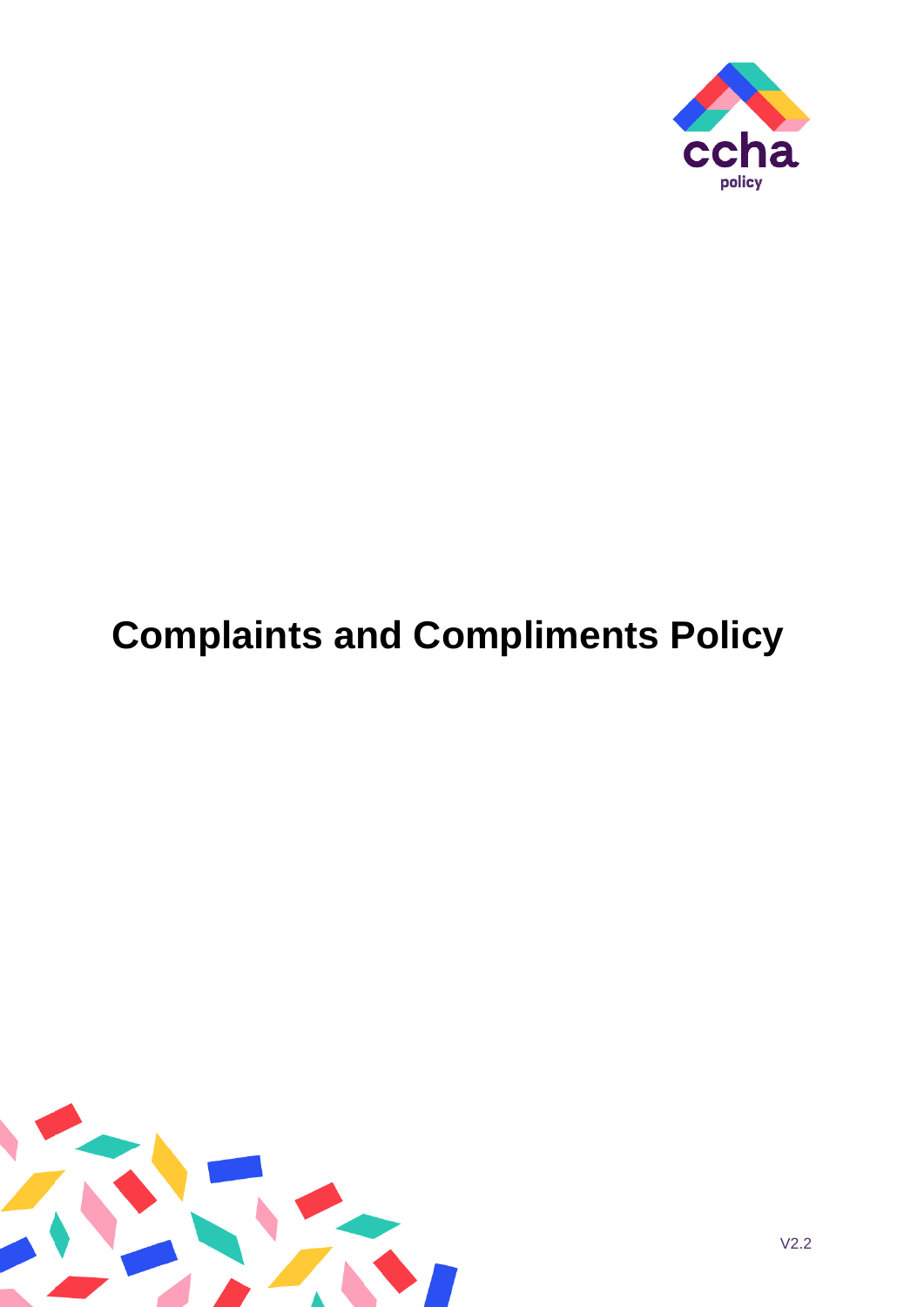ccha

policy

# Complaints and Compliments Policy

V2.2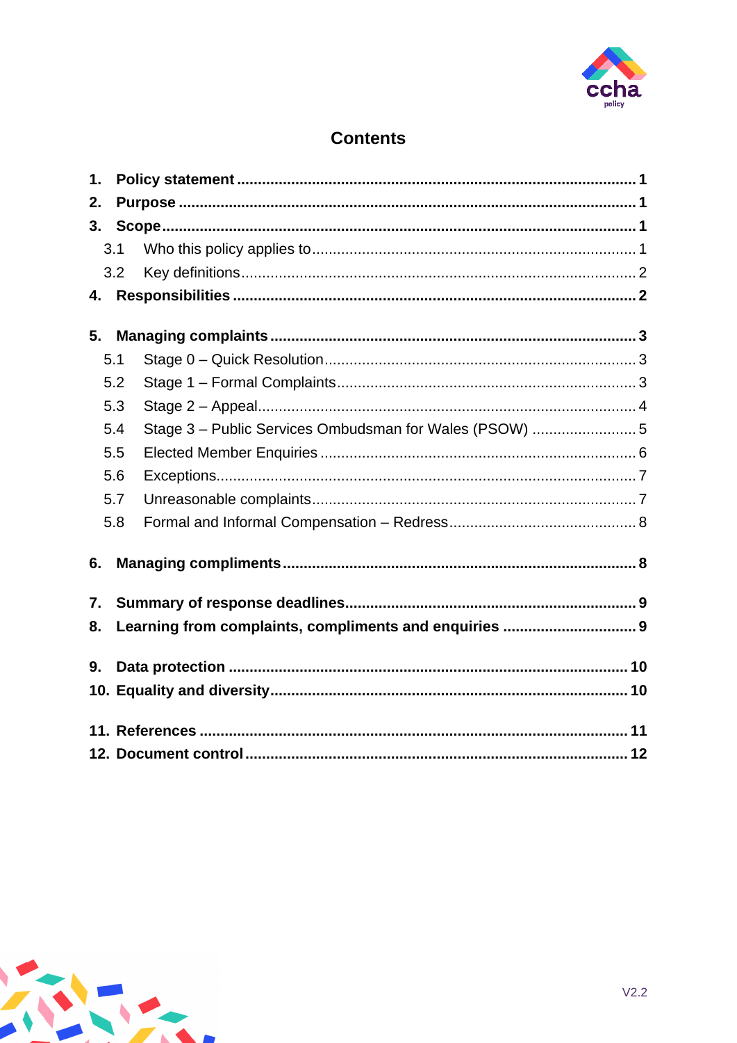## Contents

1. **Policy statement** ..... 1
2. **Purpose** ..... 1
3. **Scope** ..... 1
   - 3.1 Who this policy applies to ..... 1
   - 3.2 Key definitions ..... 2
4. **Responsibilities** ..... 2
5. **Managing complaints** ..... 3
   - 5.1 Stage 0 – Quick Resolution ..... 3
   - 5.2 Stage 1 – Formal Complaints ..... 3
   - 5.3 Stage 2 – Appeal ..... 4
   - 5.4 Stage 3 – Public Services Ombudsman for Wales (PSOW) ..... 5
   - 5.5 Elected Member Enquiries ..... 6
   - 5.6 Exceptions ..... 7
   - 5.7 Unreasonable complaints ..... 7
   - 5.8 Formal and Informal Compensation – Redress ..... 8
6. **Managing compliments** ..... 8
7. **Summary of response deadlines** ..... 9
8. **Learning from complaints, compliments and enquiries** ..... 9
9. **Data protection** ..... 10
10. **Equality and diversity** ..... 10
11. **References** ..... 11
12. **Document control** ..... 12

V2.2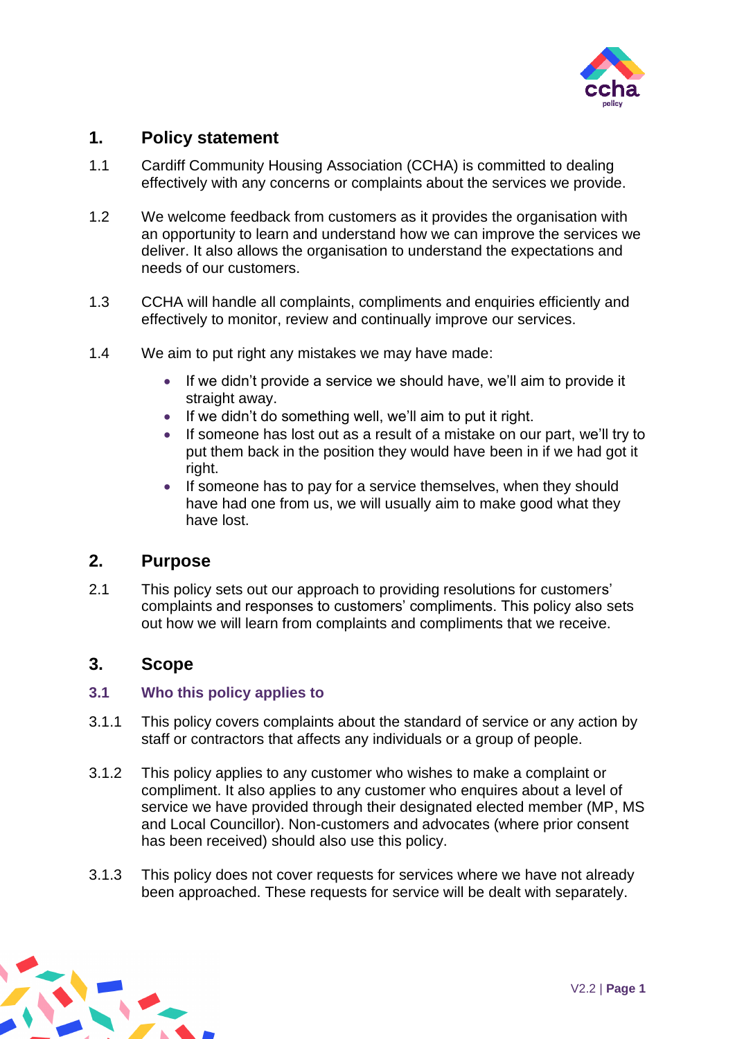## 1. Policy statement

1.1 Cardiff Community Housing Association (CCHA) is committed to dealing effectively with any concerns or complaints about the services we provide.

1.2 We welcome feedback from customers as it provides the organisation with an opportunity to learn and understand how we can improve the services we deliver. It also allows the organisation to understand the expectations and needs of our customers.

1.3 CCHA will handle all complaints, compliments and enquiries efficiently and effectively to monitor, review and continually improve our services.

1.4 We aim to put right any mistakes we may have made:

- If we didn't provide a service we should have, we'll aim to provide it straight away.
- If we didn't do something well, we'll aim to put it right.
- If someone has lost out as a result of a mistake on our part, we'll try to put them back in the position they would have been in if we had got it right.
- If someone has to pay for a service themselves, when they should have had one from us, we will usually aim to make good what they have lost.

## 2. Purpose

2.1 This policy sets out our approach to providing resolutions for customers' complaints and responses to customers' compliments. This policy also sets out how we will learn from complaints and compliments that we receive.

## 3. Scope

### 3.1 Who this policy applies to

3.1.1 This policy covers complaints about the standard of service or any action by staff or contractors that affects any individuals or a group of people.

3.1.2 This policy applies to any customer who wishes to make a complaint or compliment. It also applies to any customer who enquires about a level of service we have provided through their designated elected member (MP, MS and Local Councillor). Non-customers and advocates (where prior consent has been received) should also use this policy.

3.1.3 This policy does not cover requests for services where we have not already been approached. These requests for service will be dealt with separately.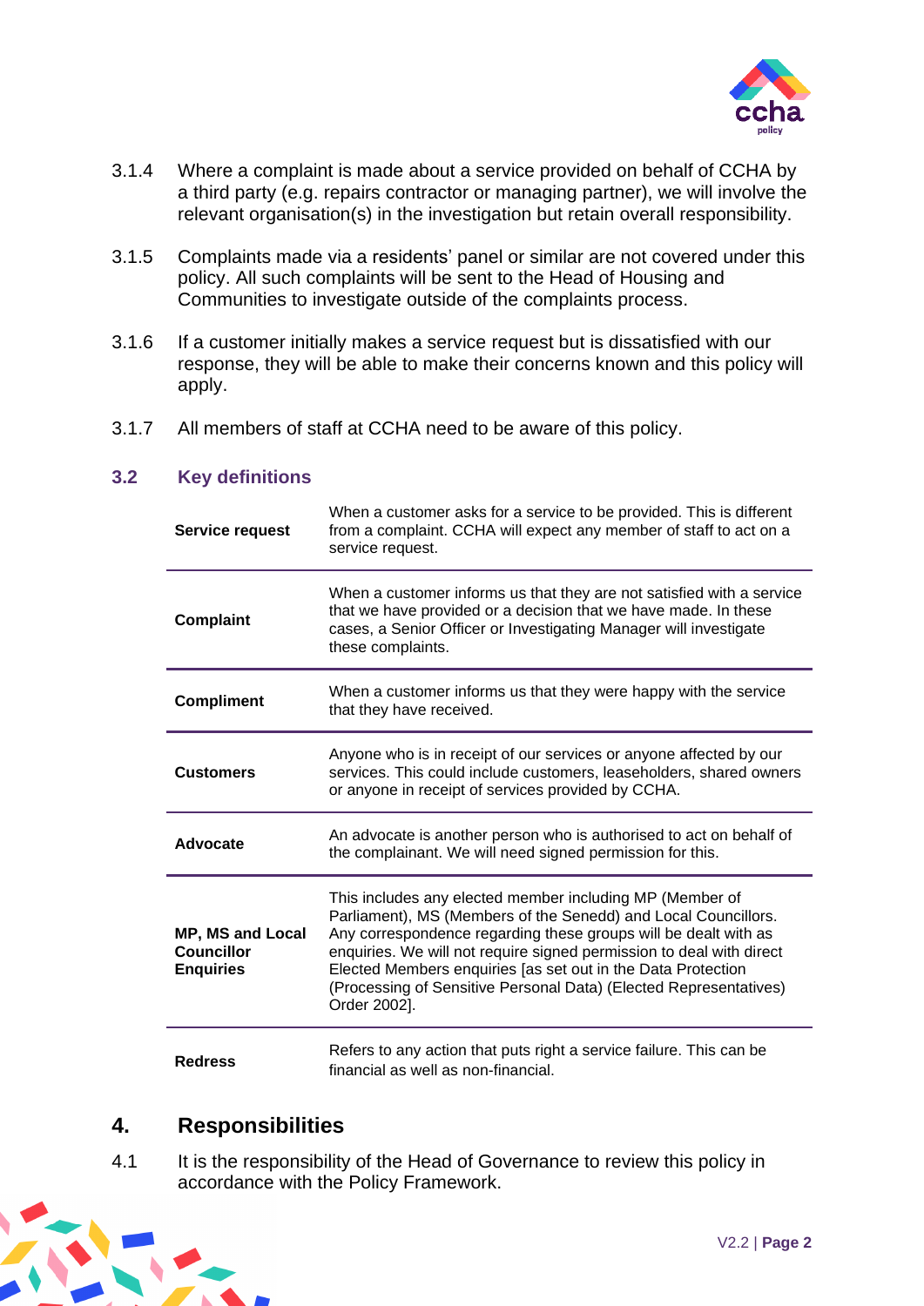3.1.4 Where a complaint is made about a service provided on behalf of CCHA by a third party (e.g. repairs contractor or managing partner), we will involve the relevant organisation(s) in the investigation but retain overall responsibility.

3.1.5 Complaints made via a residents' panel or similar are not covered under this policy. All such complaints will be sent to the Head of Housing and Communities to investigate outside of the complaints process.

3.1.6 If a customer initially makes a service request but is dissatisfied with our response, they will be able to make their concerns known and this policy will apply.

3.1.7 All members of staff at CCHA need to be aware of this policy.

### 3.2 Key definitions

| | |
|---|---|
| **Service request** | When a customer asks for a service to be provided. This is different from a complaint. CCHA will expect any member of staff to act on a service request. |
| **Complaint** | When a customer informs us that they are not satisfied with a service that we have provided or a decision that we have made. In these cases, a Senior Officer or Investigating Manager will investigate these complaints. |
| **Compliment** | When a customer informs us that they were happy with the service that they have received. |
| **Customers** | Anyone who is in receipt of our services or anyone affected by our services. This could include customers, leaseholders, shared owners or anyone in receipt of services provided by CCHA. |
| **Advocate** | An advocate is another person who is authorised to act on behalf of the complainant. We will need signed permission for this. |
| **MP, MS and Local Councillor Enquiries** | This includes any elected member including MP (Member of Parliament), MS (Members of the Senedd) and Local Councillors. Any correspondence regarding these groups will be dealt with as enquiries. We will not require signed permission to deal with direct Elected Members enquiries [as set out in the Data Protection (Processing of Sensitive Personal Data) (Elected Representatives) Order 2002]. |
| **Redress** | Refers to any action that puts right a service failure. This can be financial as well as non-financial. |

## 4. Responsibilities

4.1 It is the responsibility of the Head of Governance to review this policy in accordance with the Policy Framework.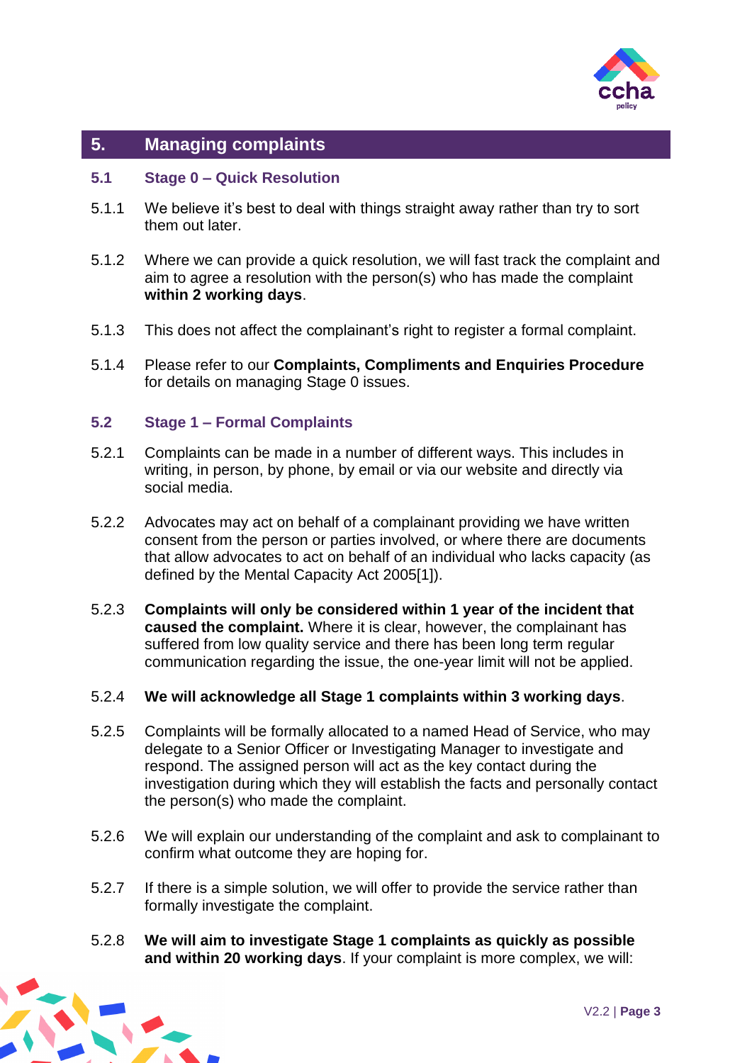## 5. Managing complaints

### 5.1 Stage 0 – Quick Resolution

5.1.1 We believe it's best to deal with things straight away rather than try to sort them out later.

5.1.2 Where we can provide a quick resolution, we will fast track the complaint and aim to agree a resolution with the person(s) who has made the complaint **within 2 working days**.

5.1.3 This does not affect the complainant's right to register a formal complaint.

5.1.4 Please refer to our **Complaints, Compliments and Enquiries Procedure** for details on managing Stage 0 issues.

### 5.2 Stage 1 – Formal Complaints

5.2.1 Complaints can be made in a number of different ways. This includes in writing, in person, by phone, by email or via our website and directly via social media.

5.2.2 Advocates may act on behalf of a complainant providing we have written consent from the person or parties involved, or where there are documents that allow advocates to act on behalf of an individual who lacks capacity (as defined by the Mental Capacity Act 2005[1]).

5.2.3 **Complaints will only be considered within 1 year of the incident that caused the complaint.** Where it is clear, however, the complainant has suffered from low quality service and there has been long term regular communication regarding the issue, the one-year limit will not be applied.

5.2.4 **We will acknowledge all Stage 1 complaints within 3 working days**.

5.2.5 Complaints will be formally allocated to a named Head of Service, who may delegate to a Senior Officer or Investigating Manager to investigate and respond. The assigned person will act as the key contact during the investigation during which they will establish the facts and personally contact the person(s) who made the complaint.

5.2.6 We will explain our understanding of the complaint and ask to complainant to confirm what outcome they are hoping for.

5.2.7 If there is a simple solution, we will offer to provide the service rather than formally investigate the complaint.

5.2.8 **We will aim to investigate Stage 1 complaints as quickly as possible and within 20 working days**. If your complaint is more complex, we will: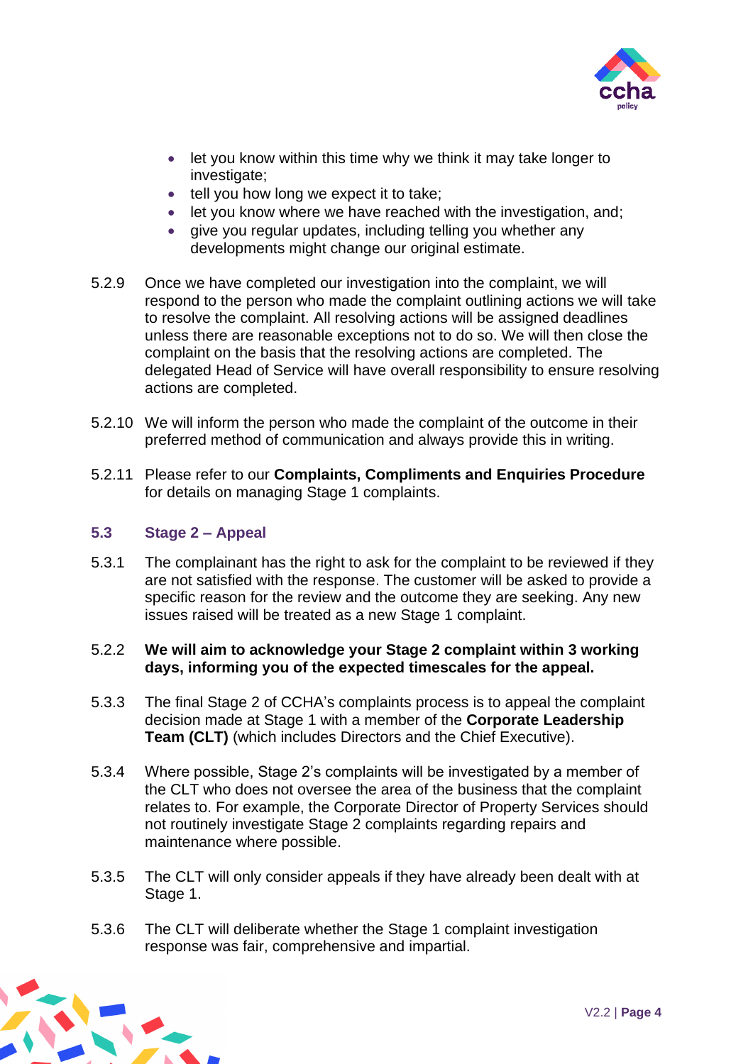- let you know within this time why we think it may take longer to investigate;
- tell you how long we expect it to take;
- let you know where we have reached with the investigation, and;
- give you regular updates, including telling you whether any developments might change our original estimate.

5.2.9 Once we have completed our investigation into the complaint, we will respond to the person who made the complaint outlining actions we will take to resolve the complaint. All resolving actions will be assigned deadlines unless there are reasonable exceptions not to do so. We will then close the complaint on the basis that the resolving actions are completed. The delegated Head of Service will have overall responsibility to ensure resolving actions are completed.

5.2.10 We will inform the person who made the complaint of the outcome in their preferred method of communication and always provide this in writing.

5.2.11 Please refer to our **Complaints, Compliments and Enquiries Procedure** for details on managing Stage 1 complaints.

### 5.3 Stage 2 – Appeal

5.3.1 The complainant has the right to ask for the complaint to be reviewed if they are not satisfied with the response. The customer will be asked to provide a specific reason for the review and the outcome they are seeking. Any new issues raised will be treated as a new Stage 1 complaint.

5.2.2 **We will aim to acknowledge your Stage 2 complaint within 3 working days, informing you of the expected timescales for the appeal.**

5.3.3 The final Stage 2 of CCHA's complaints process is to appeal the complaint decision made at Stage 1 with a member of the **Corporate Leadership Team (CLT)** (which includes Directors and the Chief Executive).

5.3.4 Where possible, Stage 2's complaints will be investigated by a member of the CLT who does not oversee the area of the business that the complaint relates to. For example, the Corporate Director of Property Services should not routinely investigate Stage 2 complaints regarding repairs and maintenance where possible.

5.3.5 The CLT will only consider appeals if they have already been dealt with at Stage 1.

5.3.6 The CLT will deliberate whether the Stage 1 complaint investigation response was fair, comprehensive and impartial.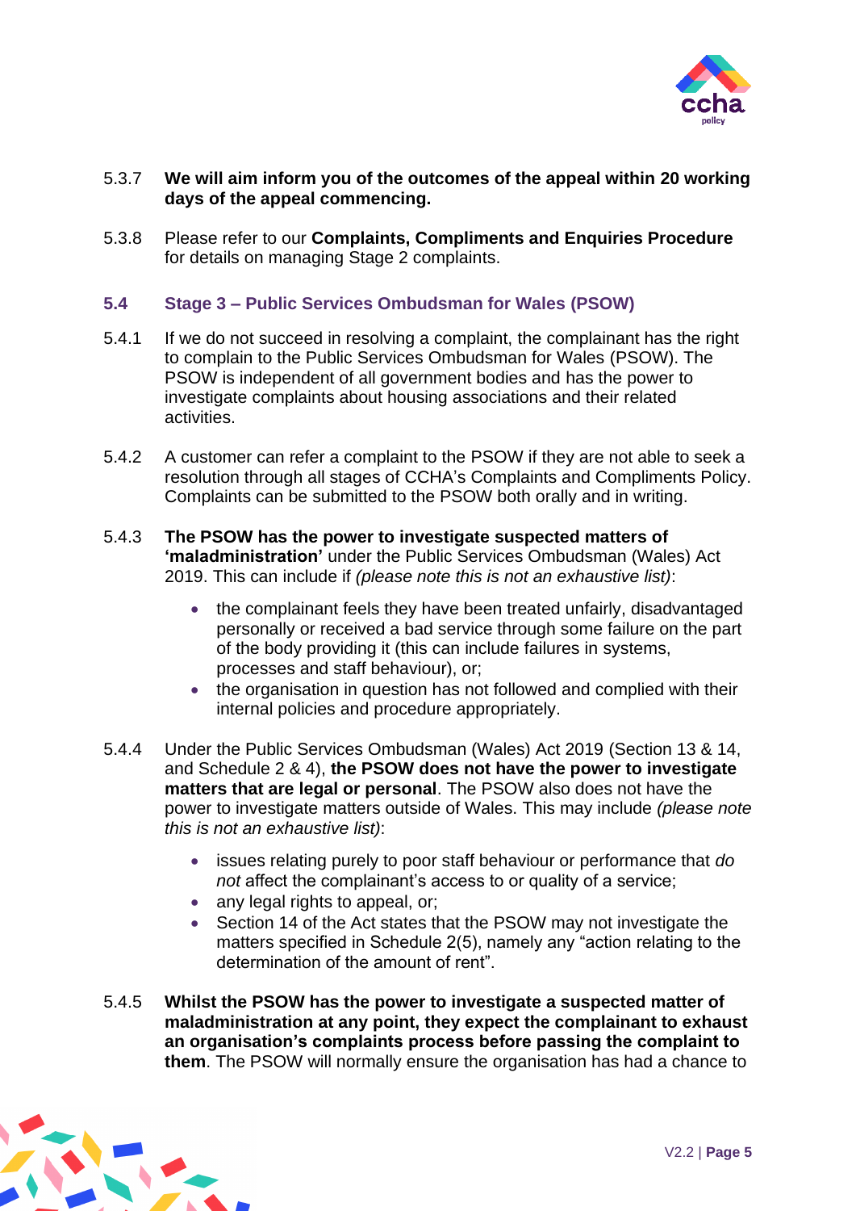5.3.7 **We will aim inform you of the outcomes of the appeal within 20 working days of the appeal commencing.**

5.3.8 Please refer to our **Complaints, Compliments and Enquiries Procedure** for details on managing Stage 2 complaints.

### 5.4 Stage 3 – Public Services Ombudsman for Wales (PSOW)

5.4.1 If we do not succeed in resolving a complaint, the complainant has the right to complain to the Public Services Ombudsman for Wales (PSOW). The PSOW is independent of all government bodies and has the power to investigate complaints about housing associations and their related activities.

5.4.2 A customer can refer a complaint to the PSOW if they are not able to seek a resolution through all stages of CCHA's Complaints and Compliments Policy. Complaints can be submitted to the PSOW both orally and in writing.

5.4.3 **The PSOW has the power to investigate suspected matters of 'maladministration'** under the Public Services Ombudsman (Wales) Act 2019. This can include if *(please note this is not an exhaustive list)*:

- the complainant feels they have been treated unfairly, disadvantaged personally or received a bad service through some failure on the part of the body providing it (this can include failures in systems, processes and staff behaviour), or;
- the organisation in question has not followed and complied with their internal policies and procedure appropriately.

5.4.4 Under the Public Services Ombudsman (Wales) Act 2019 (Section 13 & 14, and Schedule 2 & 4), **the PSOW does not have the power to investigate matters that are legal or personal**. The PSOW also does not have the power to investigate matters outside of Wales. This may include *(please note this is not an exhaustive list)*:

- issues relating purely to poor staff behaviour or performance that *do not* affect the complainant's access to or quality of a service;
- any legal rights to appeal, or;
- Section 14 of the Act states that the PSOW may not investigate the matters specified in Schedule 2(5), namely any "action relating to the determination of the amount of rent".

5.4.5 **Whilst the PSOW has the power to investigate a suspected matter of maladministration at any point, they expect the complainant to exhaust an organisation's complaints process before passing the complaint to them**. The PSOW will normally ensure the organisation has had a chance to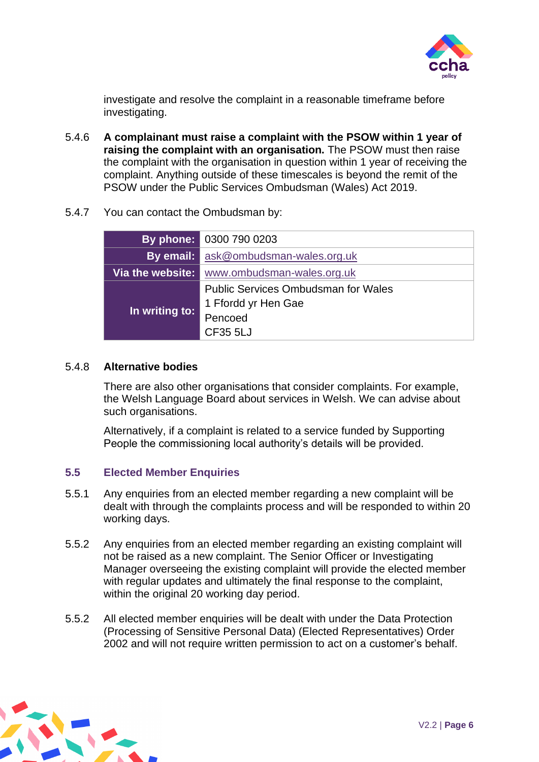investigate and resolve the complaint in a reasonable timeframe before investigating.

5.4.6 **A complainant must raise a complaint with the PSOW within 1 year of raising the complaint with an organisation.** The PSOW must then raise the complaint with the organisation in question within 1 year of receiving the complaint. Anything outside of these timescales is beyond the remit of the PSOW under the Public Services Ombudsman (Wales) Act 2019.

5.4.7 You can contact the Ombudsman by:

| | |
|---|---|
| **By phone:** | 0300 790 0203 |
| **By email:** | ask@ombudsman-wales.org.uk |
| **Via the website:** | www.ombudsman-wales.org.uk |
| **In writing to:** | Public Services Ombudsman for Wales<br>1 Ffordd yr Hen Gae<br>Pencoed<br>CF35 5LJ |

5.4.8 **Alternative bodies**

There are also other organisations that consider complaints. For example, the Welsh Language Board about services in Welsh. We can advise about such organisations.

Alternatively, if a complaint is related to a service funded by Supporting People the commissioning local authority's details will be provided.

## 5.5 Elected Member Enquiries

5.5.1 Any enquiries from an elected member regarding a new complaint will be dealt with through the complaints process and will be responded to within 20 working days.

5.5.2 Any enquiries from an elected member regarding an existing complaint will not be raised as a new complaint. The Senior Officer or Investigating Manager overseeing the existing complaint will provide the elected member with regular updates and ultimately the final response to the complaint, within the original 20 working day period.

5.5.2 All elected member enquiries will be dealt with under the Data Protection (Processing of Sensitive Personal Data) (Elected Representatives) Order 2002 and will not require written permission to act on a customer's behalf.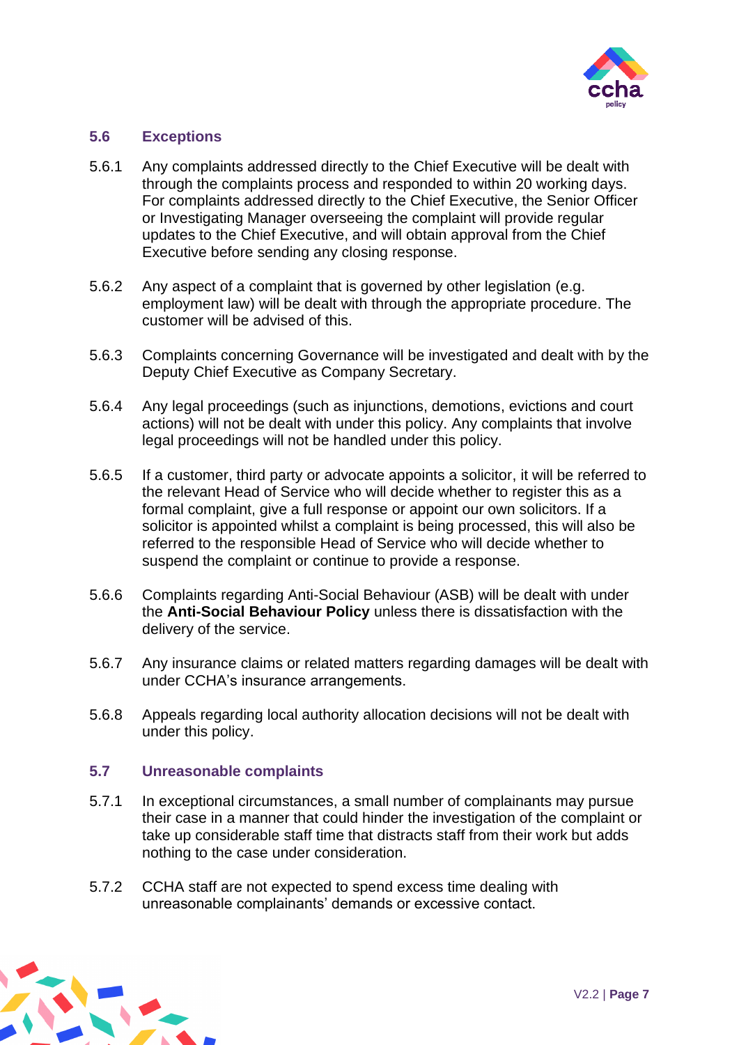### 5.6 Exceptions

5.6.1 Any complaints addressed directly to the Chief Executive will be dealt with through the complaints process and responded to within 20 working days. For complaints addressed directly to the Chief Executive, the Senior Officer or Investigating Manager overseeing the complaint will provide regular updates to the Chief Executive, and will obtain approval from the Chief Executive before sending any closing response.

5.6.2 Any aspect of a complaint that is governed by other legislation (e.g. employment law) will be dealt with through the appropriate procedure. The customer will be advised of this.

5.6.3 Complaints concerning Governance will be investigated and dealt with by the Deputy Chief Executive as Company Secretary.

5.6.4 Any legal proceedings (such as injunctions, demotions, evictions and court actions) will not be dealt with under this policy. Any complaints that involve legal proceedings will not be handled under this policy.

5.6.5 If a customer, third party or advocate appoints a solicitor, it will be referred to the relevant Head of Service who will decide whether to register this as a formal complaint, give a full response or appoint our own solicitors. If a solicitor is appointed whilst a complaint is being processed, this will also be referred to the responsible Head of Service who will decide whether to suspend the complaint or continue to provide a response.

5.6.6 Complaints regarding Anti-Social Behaviour (ASB) will be dealt with under the **Anti-Social Behaviour Policy** unless there is dissatisfaction with the delivery of the service.

5.6.7 Any insurance claims or related matters regarding damages will be dealt with under CCHA's insurance arrangements.

5.6.8 Appeals regarding local authority allocation decisions will not be dealt with under this policy.

### 5.7 Unreasonable complaints

5.7.1 In exceptional circumstances, a small number of complainants may pursue their case in a manner that could hinder the investigation of the complaint or take up considerable staff time that distracts staff from their work but adds nothing to the case under consideration.

5.7.2 CCHA staff are not expected to spend excess time dealing with unreasonable complainants' demands or excessive contact.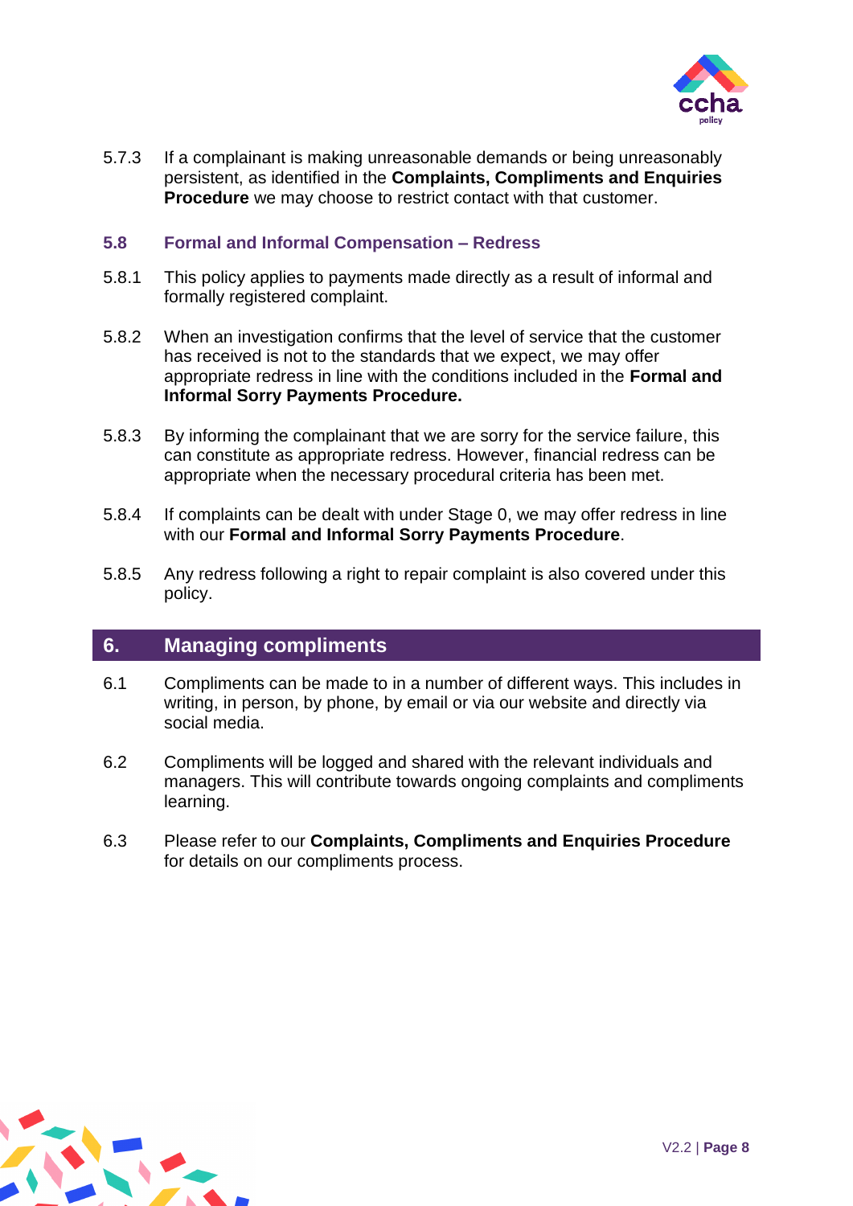5.7.3 If a complainant is making unreasonable demands or being unreasonably persistent, as identified in the **Complaints, Compliments and Enquiries Procedure** we may choose to restrict contact with that customer.

### 5.8 Formal and Informal Compensation – Redress

5.8.1 This policy applies to payments made directly as a result of informal and formally registered complaint.

5.8.2 When an investigation confirms that the level of service that the customer has received is not to the standards that we expect, we may offer appropriate redress in line with the conditions included in the **Formal and Informal Sorry Payments Procedure.**

5.8.3 By informing the complainant that we are sorry for the service failure, this can constitute as appropriate redress. However, financial redress can be appropriate when the necessary procedural criteria has been met.

5.8.4 If complaints can be dealt with under Stage 0, we may offer redress in line with our **Formal and Informal Sorry Payments Procedure**.

5.8.5 Any redress following a right to repair complaint is also covered under this policy.

## 6. Managing compliments

6.1 Compliments can be made to in a number of different ways. This includes in writing, in person, by phone, by email or via our website and directly via social media.

6.2 Compliments will be logged and shared with the relevant individuals and managers. This will contribute towards ongoing complaints and compliments learning.

6.3 Please refer to our **Complaints, Compliments and Enquiries Procedure** for details on our compliments process.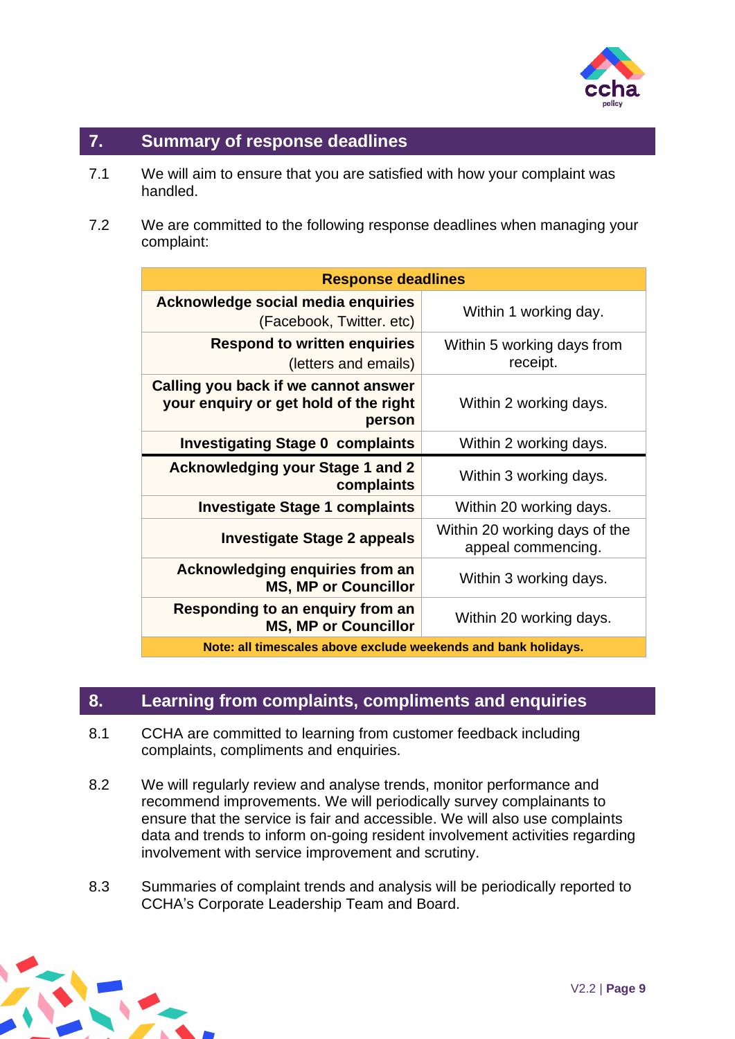## 7. Summary of response deadlines

7.1 We will aim to ensure that you are satisfied with how your complaint was handled.

7.2 We are committed to the following response deadlines when managing your complaint:

| Response deadlines | |
|---|---|
| **Acknowledge social media enquiries** (Facebook, Twitter. etc) | Within 1 working day. |
| **Respond to written enquiries** (letters and emails) | Within 5 working days from receipt. |
| **Calling you back if we cannot answer your enquiry or get hold of the right person** | Within 2 working days. |
| **Investigating Stage 0 complaints** | Within 2 working days. |
| **Acknowledging your Stage 1 and 2 complaints** | Within 3 working days. |
| **Investigate Stage 1 complaints** | Within 20 working days. |
| **Investigate Stage 2 appeals** | Within 20 working days of the appeal commencing. |
| **Acknowledging enquiries from an MS, MP or Councillor** | Within 3 working days. |
| **Responding to an enquiry from an MS, MP or Councillor** | Within 20 working days. |
| **Note: all timescales above exclude weekends and bank holidays.** | |

## 8. Learning from complaints, compliments and enquiries

8.1 CCHA are committed to learning from customer feedback including complaints, compliments and enquiries.

8.2 We will regularly review and analyse trends, monitor performance and recommend improvements. We will periodically survey complainants to ensure that the service is fair and accessible. We will also use complaints data and trends to inform on-going resident involvement activities regarding involvement with service improvement and scrutiny.

8.3 Summaries of complaint trends and analysis will be periodically reported to CCHA's Corporate Leadership Team and Board.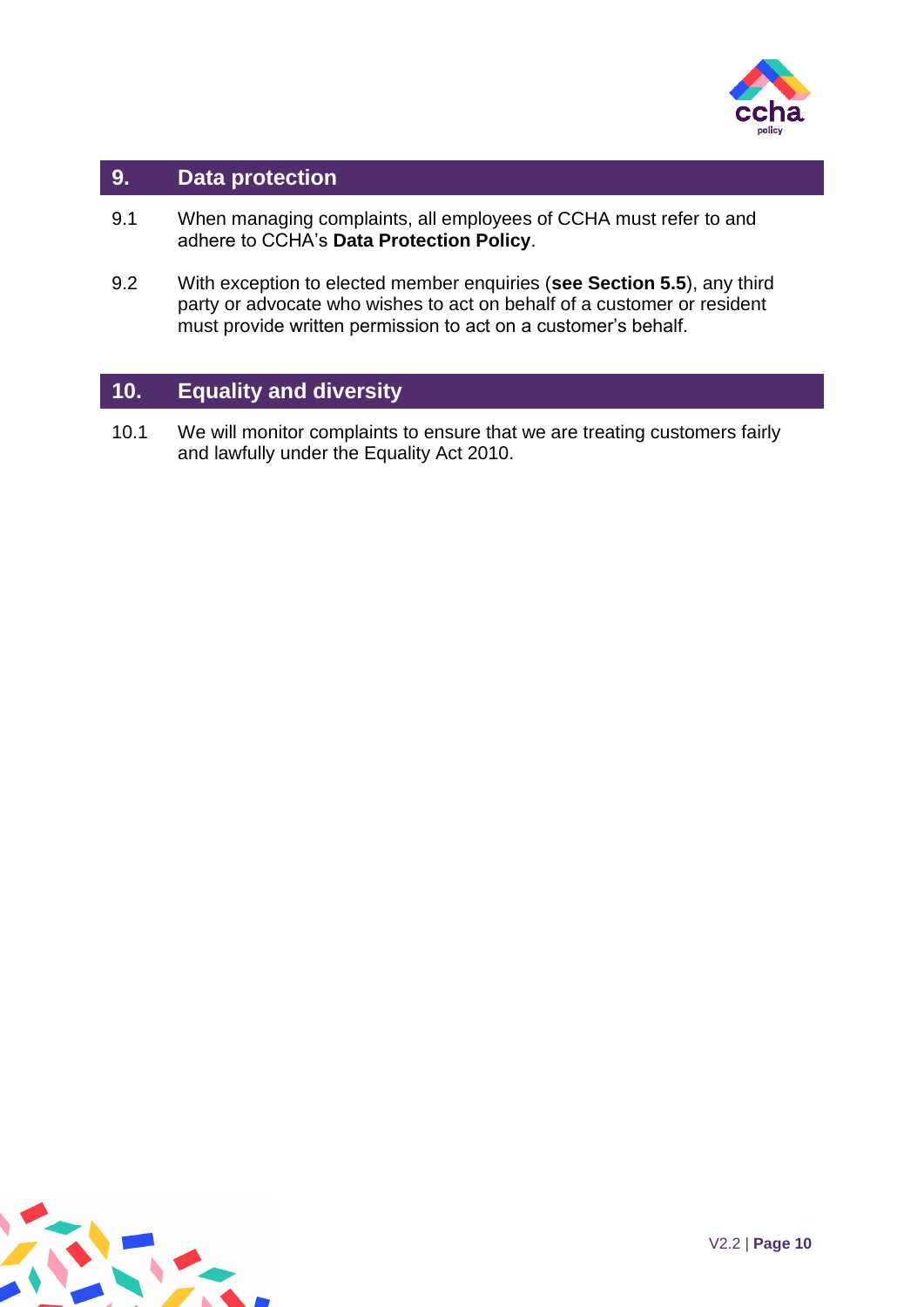## 9. Data protection

9.1 When managing complaints, all employees of CCHA must refer to and adhere to CCHA's **Data Protection Policy**.

9.2 With exception to elected member enquiries (**see Section 5.5**), any third party or advocate who wishes to act on behalf of a customer or resident must provide written permission to act on a customer's behalf.

## 10. Equality and diversity

10.1 We will monitor complaints to ensure that we are treating customers fairly and lawfully under the Equality Act 2010.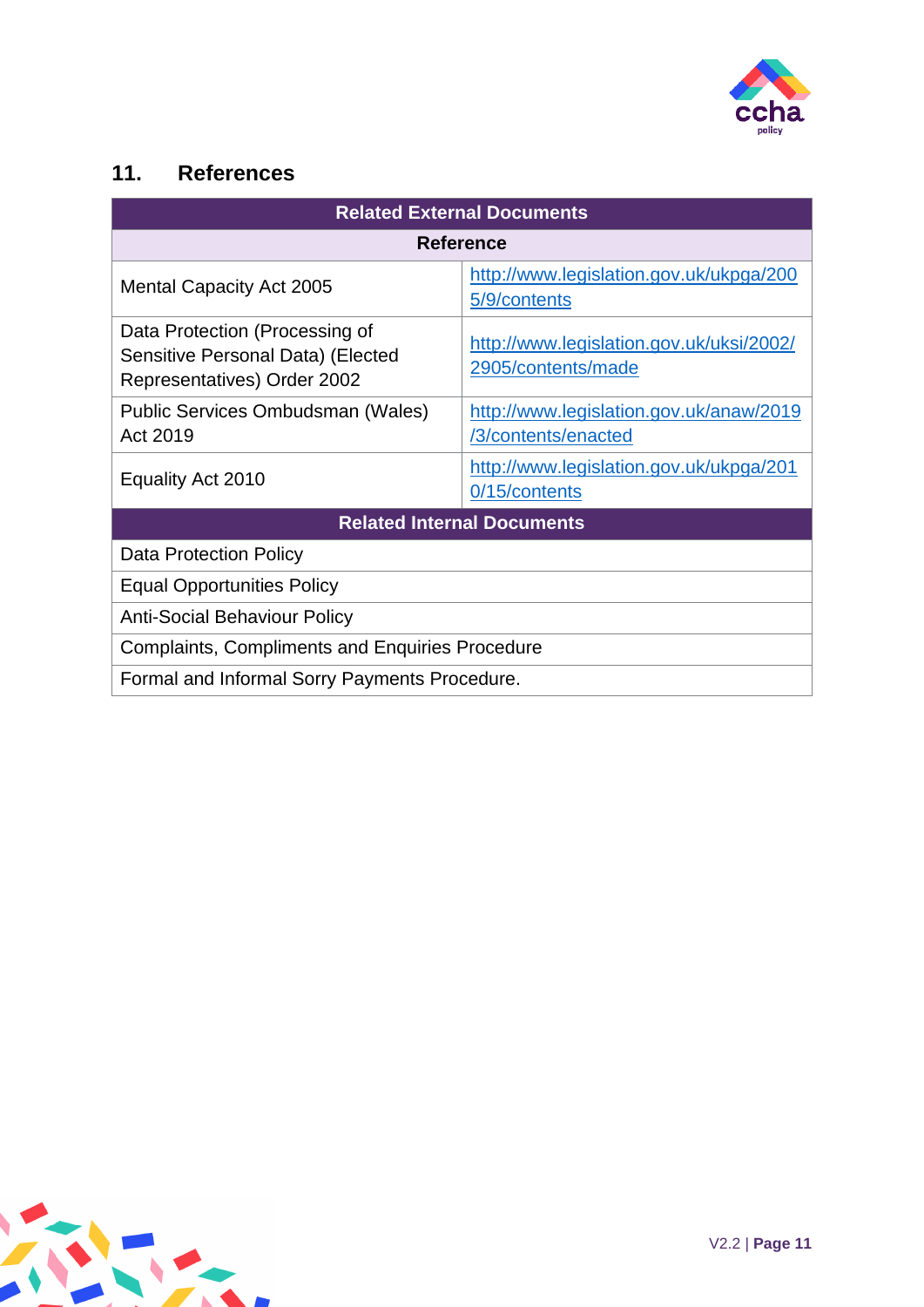## 11. References

| Related External Documents | |
|---|---|
| **Reference** | |
| Mental Capacity Act 2005 | http://www.legislation.gov.uk/ukpga/2005/9/contents |
| Data Protection (Processing of Sensitive Personal Data) (Elected Representatives) Order 2002 | http://www.legislation.gov.uk/uksi/2002/2905/contents/made |
| Public Services Ombudsman (Wales) Act 2019 | http://www.legislation.gov.uk/anaw/2019/3/contents/enacted |
| Equality Act 2010 | http://www.legislation.gov.uk/ukpga/2010/15/contents |

| Related Internal Documents |
|---|
| Data Protection Policy |
| Equal Opportunities Policy |
| Anti-Social Behaviour Policy |
| Complaints, Compliments and Enquiries Procedure |
| Formal and Informal Sorry Payments Procedure. |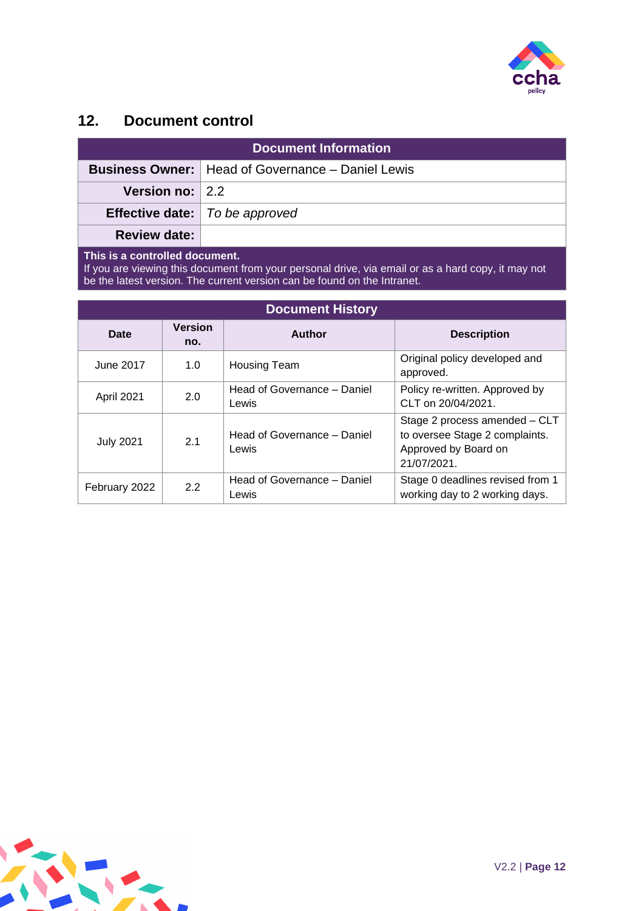## 12. Document control

| Document Information | |
|---|---|
| **Business Owner:** | Head of Governance – Daniel Lewis |
| **Version no:** | 2.2 |
| **Effective date:** | *To be approved* |
| **Review date:** | |

**This is a controlled document.**
If you are viewing this document from your personal drive, via email or as a hard copy, it may not be the latest version. The current version can be found on the Intranet.

**Document History**

| Date | Version no. | Author | Description |
|---|---|---|---|
| June 2017 | 1.0 | Housing Team | Original policy developed and approved. |
| April 2021 | 2.0 | Head of Governance – Daniel Lewis | Policy re-written. Approved by CLT on 20/04/2021. |
| July 2021 | 2.1 | Head of Governance – Daniel Lewis | Stage 2 process amended – CLT to oversee Stage 2 complaints. Approved by Board on 21/07/2021. |
| February 2022 | 2.2 | Head of Governance – Daniel Lewis | Stage 0 deadlines revised from 1 working day to 2 working days. |